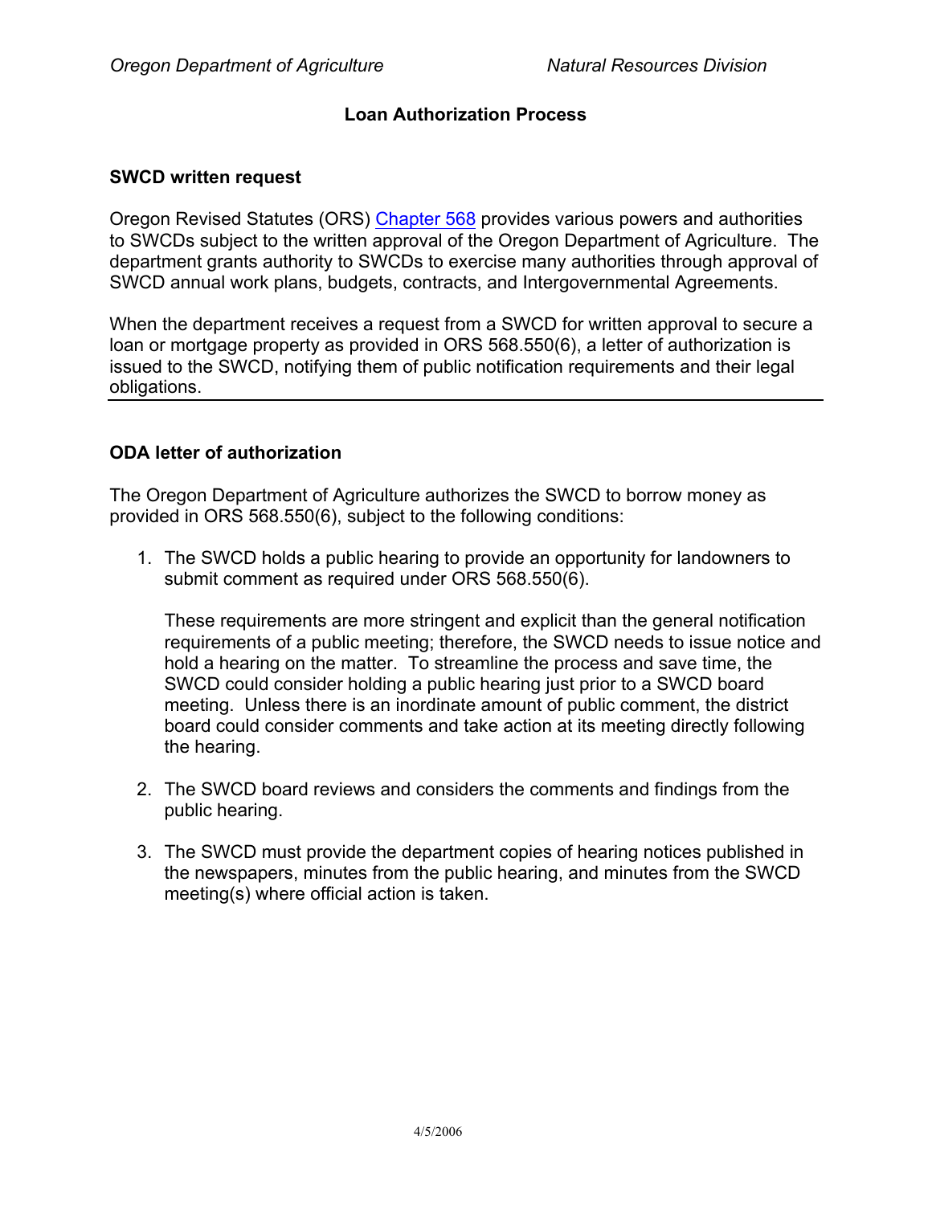# Loan Authorization Process

## SWCD written request

Oregon Revised Statutes (ORS) [Chapter 568] provides various powers and authorities to SWCDs subject to the written approval of the Oregon Department of Agriculture. The department grants authority to SWCDs to exercise many authorities through approval of SWCD annual work plans, budgets, contracts, and Intergovernmental Agreements.

When the department receives a request from a SWCD for written approval to secure a loan or mortgage property as provided in ORS 568.550(6), a letter of authorization is issued to the SWCD, notifying them of public notification requirements and their legal obligations.

---

## ODA letter of authorization

The Oregon Department of Agriculture authorizes the SWCD to borrow money as provided in ORS 568.550(6), subject to the following conditions:

1. The SWCD holds a public hearing to provide an opportunity for landowners to submit comment as required under ORS 568.550(6).

   These requirements are more stringent and explicit than the general notification requirements of a public meeting; therefore, the SWCD needs to issue notice and hold a hearing on the matter. To streamline the process and save time, the SWCD could consider holding a public hearing just prior to a SWCD board meeting. Unless there is an inordinate amount of public comment, the district board could consider comments and take action at its meeting directly following the hearing.

2. The SWCD board reviews and considers the comments and findings from the public hearing.

3. The SWCD must provide the department copies of hearing notices published in the newspapers, minutes from the public hearing, and minutes from the SWCD meeting(s) where official action is taken.

4/5/2006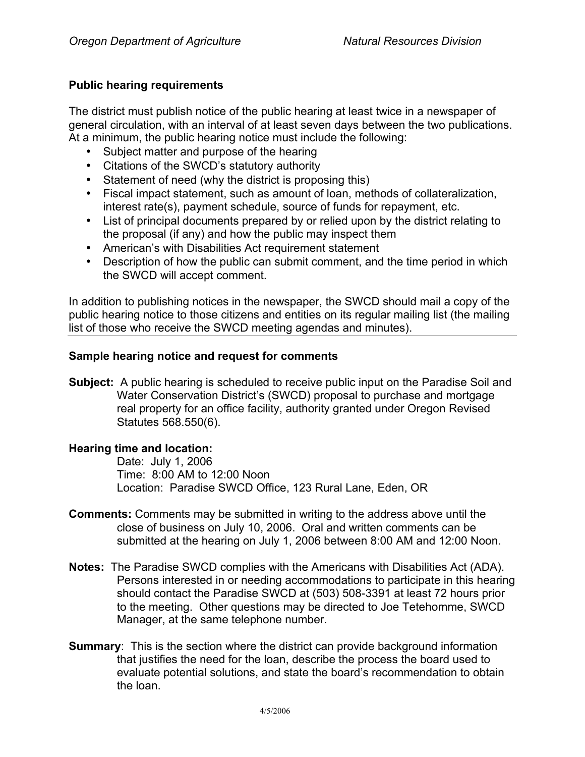**Public hearing requirements**

The district must publish notice of the public hearing at least twice in a newspaper of general circulation, with an interval of at least seven days between the two publications. At a minimum, the public hearing notice must include the following:

- Subject matter and purpose of the hearing
- Citations of the SWCD's statutory authority
- Statement of need (why the district is proposing this)
- Fiscal impact statement, such as amount of loan, methods of collateralization, interest rate(s), payment schedule, source of funds for repayment, etc.
- List of principal documents prepared by or relied upon by the district relating to the proposal (if any) and how the public may inspect them
- American's with Disabilities Act requirement statement
- Description of how the public can submit comment, and the time period in which the SWCD will accept comment.

In addition to publishing notices in the newspaper, the SWCD should mail a copy of the public hearing notice to those citizens and entities on its regular mailing list (the mailing list of those who receive the SWCD meeting agendas and minutes).

---

**Sample hearing notice and request for comments**

**Subject:** A public hearing is scheduled to receive public input on the Paradise Soil and Water Conservation District's (SWCD) proposal to purchase and mortgage real property for an office facility, authority granted under Oregon Revised Statutes 568.550(6).

**Hearing time and location:**

Date: July 1, 2006
Time: 8:00 AM to 12:00 Noon
Location: Paradise SWCD Office, 123 Rural Lane, Eden, OR

**Comments:** Comments may be submitted in writing to the address above until the close of business on July 10, 2006. Oral and written comments can be submitted at the hearing on July 1, 2006 between 8:00 AM and 12:00 Noon.

**Notes:** The Paradise SWCD complies with the Americans with Disabilities Act (ADA). Persons interested in or needing accommodations to participate in this hearing should contact the Paradise SWCD at (503) 508-3391 at least 72 hours prior to the meeting. Other questions may be directed to Joe Tetehomme, SWCD Manager, at the same telephone number.

**Summary**: This is the section where the district can provide background information that justifies the need for the loan, describe the process the board used to evaluate potential solutions, and state the board's recommendation to obtain the loan.